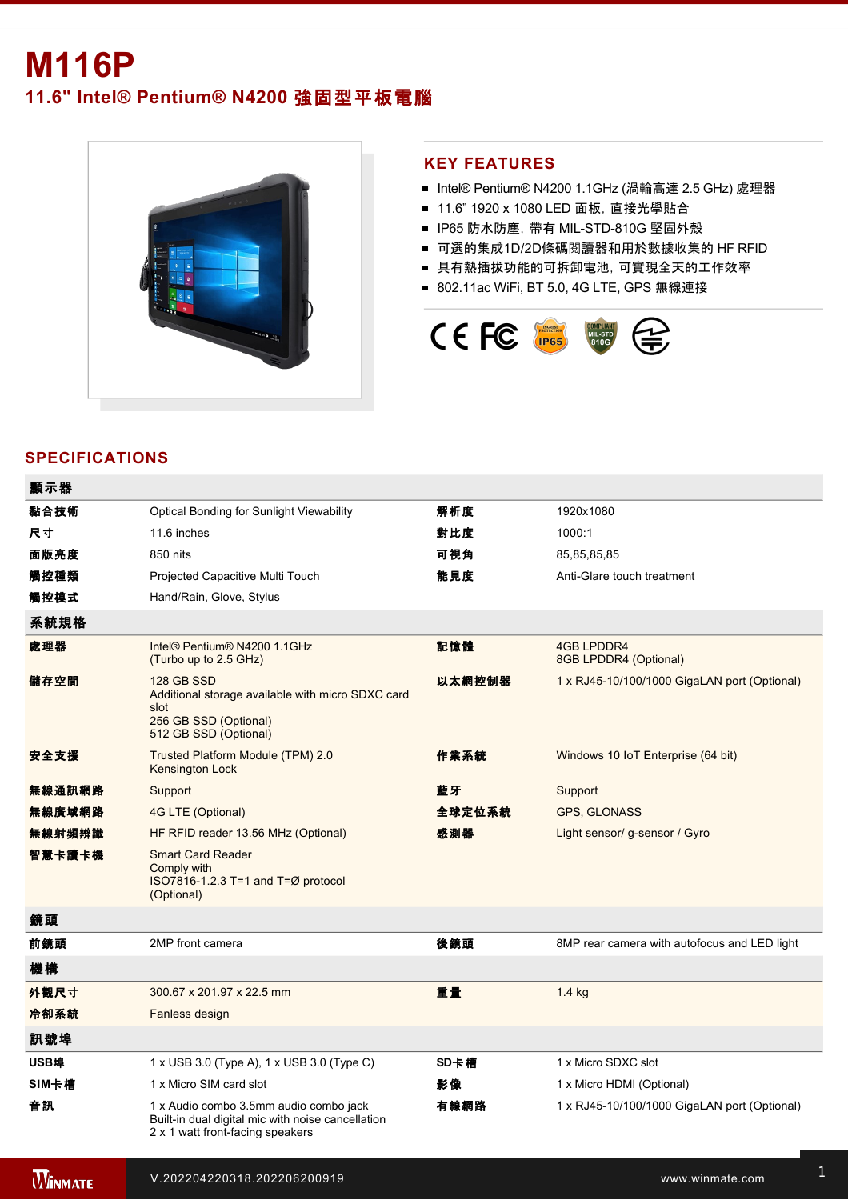# M116P

## 11.6" Intel® Pentium® N4200 強固型平板電腦

## KEY FEATURES

- Intel® Pentium® N4200 1.1GHz (渦輪高達 2.5 GHz) 處理器
- 11.6" 1920 x 1080 LED 面板，直接光學貼合
- IP65 防水防塵，帶有 MIL-STD-810G 堅固外殼
- 可選的集成1D/2D條碼閱讀器和用於數據收集的 HF RFID
- 具有熱插拔功能的可拆卸電池，可實現全天的工作效率
- 802.11ac WiFi, BT 5.0, 4G LTE, GPS 無線連接

## SPECIFICATIONS

| 顯示器 | | | |
|---|---|---|---|
| 黏合技術 | Optical Bonding for Sunlight Viewability | 解析度 | 1920x1080 |
| 尺寸 | 11.6 inches | 對比度 | 1000:1 |
| 面版亮度 | 850 nits | 可視角 | 85,85,85,85 |
| 觸控種類 | Projected Capacitive Multi Touch | 能見度 | Anti-Glare touch treatment |
| 觸控模式 | Hand/Rain, Glove, Stylus | | |
| **系統規格** | | | |
| 處理器 | Intel® Pentium® N4200 1.1GHz<br>(Turbo up to 2.5 GHz) | 記憶體 | 4GB LPDDR4<br>8GB LPDDR4 (Optional) |
| 儲存空間 | 128 GB SSD<br>Additional storage available with micro SDXC card slot<br>256 GB SSD (Optional)<br>512 GB SSD (Optional) | 以太網控制器 | 1 x RJ45-10/100/1000 GigaLAN port (Optional) |
| 安全支援 | Trusted Platform Module (TPM) 2.0<br>Kensington Lock | 作業系統 | Windows 10 IoT Enterprise (64 bit) |
| 無線通訊網路 | Support | 藍牙 | Support |
| 無線廣域網路 | 4G LTE (Optional) | 全球定位系統 | GPS, GLONASS |
| 無線射頻辨識 | HF RFID reader 13.56 MHz (Optional) | 感測器 | Light sensor/ g-sensor / Gyro |
| 智慧卡讀卡機 | Smart Card Reader<br>Comply with<br>ISO7816-1.2.3 T=1 and T=Ø protocol<br>(Optional) | | |
| **鏡頭** | | | |
| 前鏡頭 | 2MP front camera | 後鏡頭 | 8MP rear camera with autofocus and LED light |
| **機構** | | | |
| 外觀尺寸 | 300.67 x 201.97 x 22.5 mm | 重量 | 1.4 kg |
| 冷卻系統 | Fanless design | | |
| **訊號埠** | | | |
| USB埠 | 1 x USB 3.0 (Type A), 1 x USB 3.0 (Type C) | SD卡槽 | 1 x Micro SDXC slot |
| SIM卡槽 | 1 x Micro SIM card slot | 影像 | 1 x Micro HDMI (Optional) |
| 音訊 | 1 x Audio combo 3.5mm audio combo jack<br>Built-in dual digital mic with noise cancellation<br>2 x 1 watt front-facing speakers | 有線網路 | 1 x RJ45-10/100/1000 GigaLAN port (Optional) |

V.202204220318.202206200919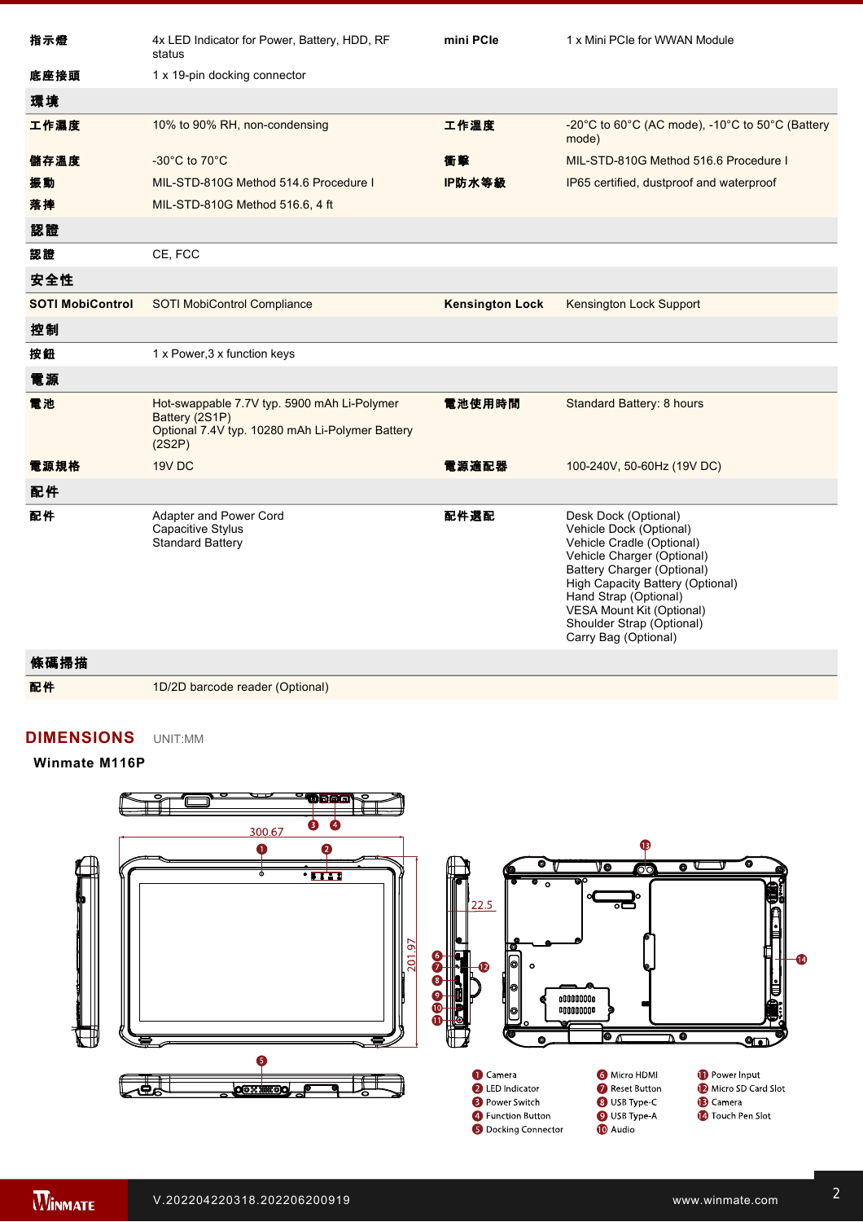| | | | |
|---|---|---|---|
| 指示燈 | 4x LED Indicator for Power, Battery, HDD, RF status | mini PCIe | 1 x Mini PCIe for WWAN Module |
| 底座接頭 | 1 x 19-pin docking connector | | |
| **環境** | | | |
| 工作濕度 | 10% to 90% RH, non-condensing | 工作溫度 | -20°C to 60°C (AC mode), -10°C to 50°C (Battery mode) |
| 儲存溫度 | -30°C to 70°C | 衝擊 | MIL-STD-810G Method 516.6 Procedure I |
| 振動 | MIL-STD-810G Method 514.6 Procedure I | IP防水等級 | IP65 certified, dustproof and waterproof |
| 落摔 | MIL-STD-810G Method 516.6, 4 ft | | |
| **認證** | | | |
| 認證 | CE, FCC | | |
| **安全性** | | | |
| SOTI MobiControl | SOTI MobiControl Compliance | Kensington Lock | Kensington Lock Support |
| **控制** | | | |
| 按鈕 | 1 x Power,3 x function keys | | |
| **電源** | | | |
| 電池 | Hot-swappable 7.7V typ. 5900 mAh Li-Polymer Battery (2S1P)<br>Optional 7.4V typ. 10280 mAh Li-Polymer Battery (2S2P) | 電池使用時間 | Standard Battery: 8 hours |
| 電源規格 | 19V DC | 電源適配器 | 100-240V, 50-60Hz (19V DC) |
| **配件** | | | |
| 配件 | Adapter and Power Cord<br>Capacitive Stylus<br>Standard Battery | 配件選配 | Desk Dock (Optional)<br>Vehicle Dock (Optional)<br>Vehicle Cradle (Optional)<br>Vehicle Charger (Optional)<br>Battery Charger (Optional)<br>High Capacity Battery (Optional)<br>Hand Strap (Optional)<br>VESA Mount Kit (Optional)<br>Shoulder Strap (Optional)<br>Carry Bag (Optional) |
| **條碼掃描** | | | |
| 配件 | 1D/2D barcode reader (Optional) | | |

## DIMENSIONS UNIT:MM

**Winmate M116P**

300.67

201.97

22.5

1. Camera
2. LED Indicator
3. Power Switch
4. Function Button
5. Docking Connector
6. Micro HDMI
7. Reset Button
8. USB Type-C
9. USB Type-A
10. Audio
11. Power Input
12. Micro SD Card Slot
13. Camera
14. Touch Pen Slot

V.202204220318.202206200919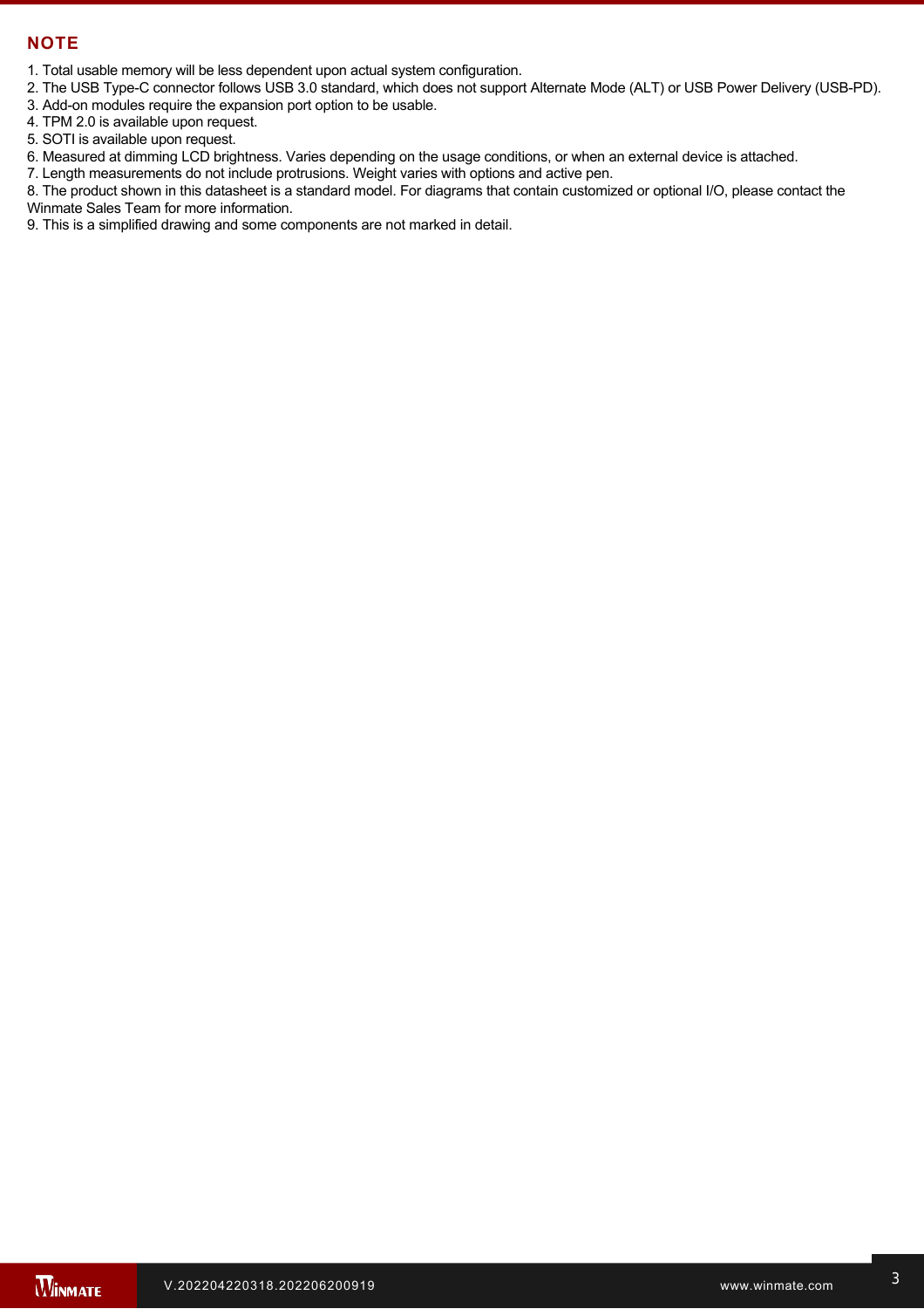## NOTE

1. Total usable memory will be less dependent upon actual system configuration.
2. The USB Type-C connector follows USB 3.0 standard, which does not support Alternate Mode (ALT) or USB Power Delivery (USB-PD).
3. Add-on modules require the expansion port option to be usable.
4. TPM 2.0 is available upon request.
5. SOTI is available upon request.
6. Measured at dimming LCD brightness. Varies depending on the usage conditions, or when an external device is attached.
7. Length measurements do not include protrusions. Weight varies with options and active pen.
8. The product shown in this datasheet is a standard model. For diagrams that contain customized or optional I/O, please contact the Winmate Sales Team for more information.
9. This is a simplified drawing and some components are not marked in detail.